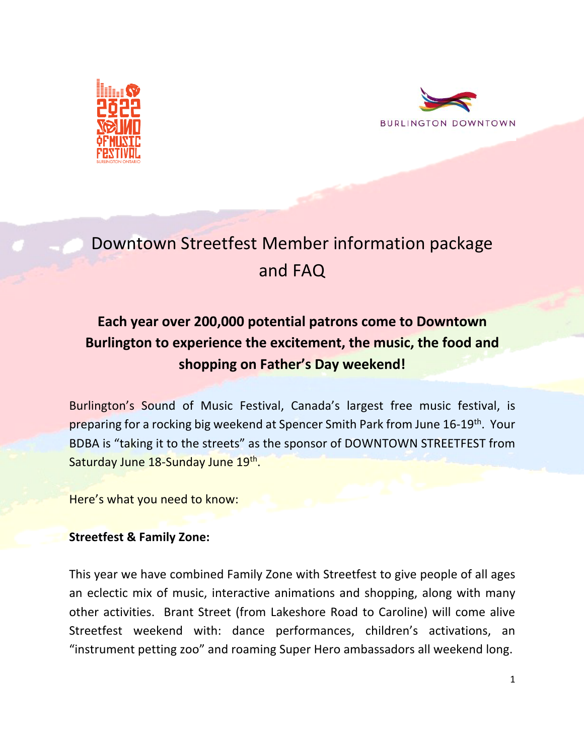# Downtown Streetfest Member information package and FAQ

**Each year over 200,000 potential patrons come to Downtown Burlington to experience the excitement, the music, the food and shopping on Father's Day weekend!**

Burlington's Sound of Music Festival, Canada's largest free music festival, is preparing for a rocking big weekend at Spencer Smith Park from June 16-19th. Your BDBA is "taking it to the streets" as the sponsor of DOWNTOWN STREETFEST from Saturday June 18-Sunday June 19th.

Here's what you need to know:

**Streetfest & Family Zone:**

This year we have combined Family Zone with Streetfest to give people of all ages an eclectic mix of music, interactive animations and shopping, along with many other activities. Brant Street (from Lakeshore Road to Caroline) will come alive Streetfest weekend with: dance performances, children's activations, an "instrument petting zoo" and roaming Super Hero ambassadors all weekend long.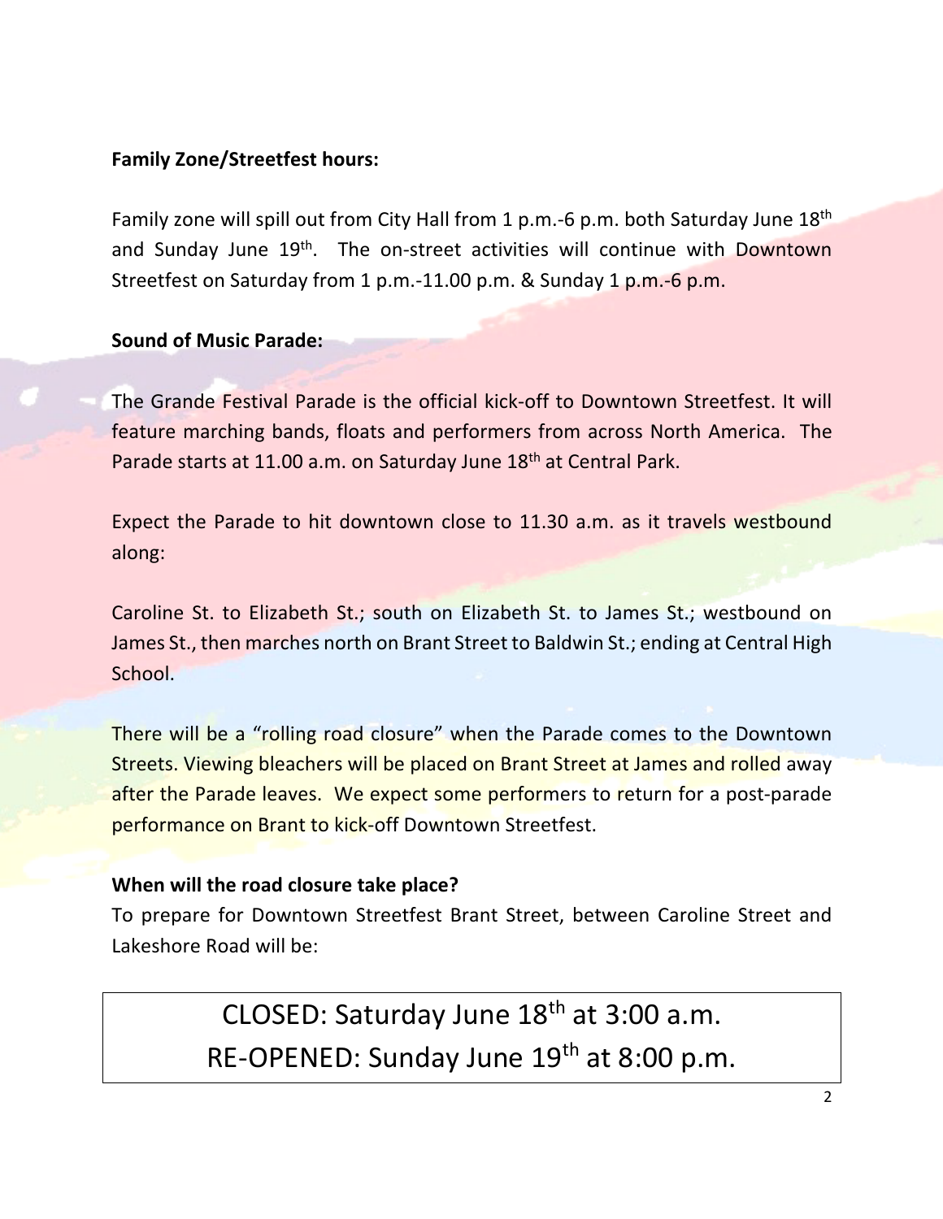**Family Zone/Streetfest hours:**

Family zone will spill out from City Hall from 1 p.m.-6 p.m. both Saturday June 18th and Sunday June 19th. The on-street activities will continue with Downtown Streetfest on Saturday from 1 p.m.-11.00 p.m. & Sunday 1 p.m.-6 p.m.

**Sound of Music Parade:**

The Grande Festival Parade is the official kick-off to Downtown Streetfest. It will feature marching bands, floats and performers from across North America. The Parade starts at 11.00 a.m. on Saturday June 18th at Central Park.

Expect the Parade to hit downtown close to 11.30 a.m. as it travels westbound along:

Caroline St. to Elizabeth St.; south on Elizabeth St. to James St.; westbound on James St., then marches north on Brant Street to Baldwin St.; ending at Central High School.

There will be a "rolling road closure" when the Parade comes to the Downtown Streets. Viewing bleachers will be placed on Brant Street at James and rolled away after the Parade leaves. We expect some performers to return for a post-parade performance on Brant to kick-off Downtown Streetfest.

**When will the road closure take place?**

To prepare for Downtown Streetfest Brant Street, between Caroline Street and Lakeshore Road will be:

CLOSED: Saturday June 18th at 3:00 a.m.

RE-OPENED: Sunday June 19th at 8:00 p.m.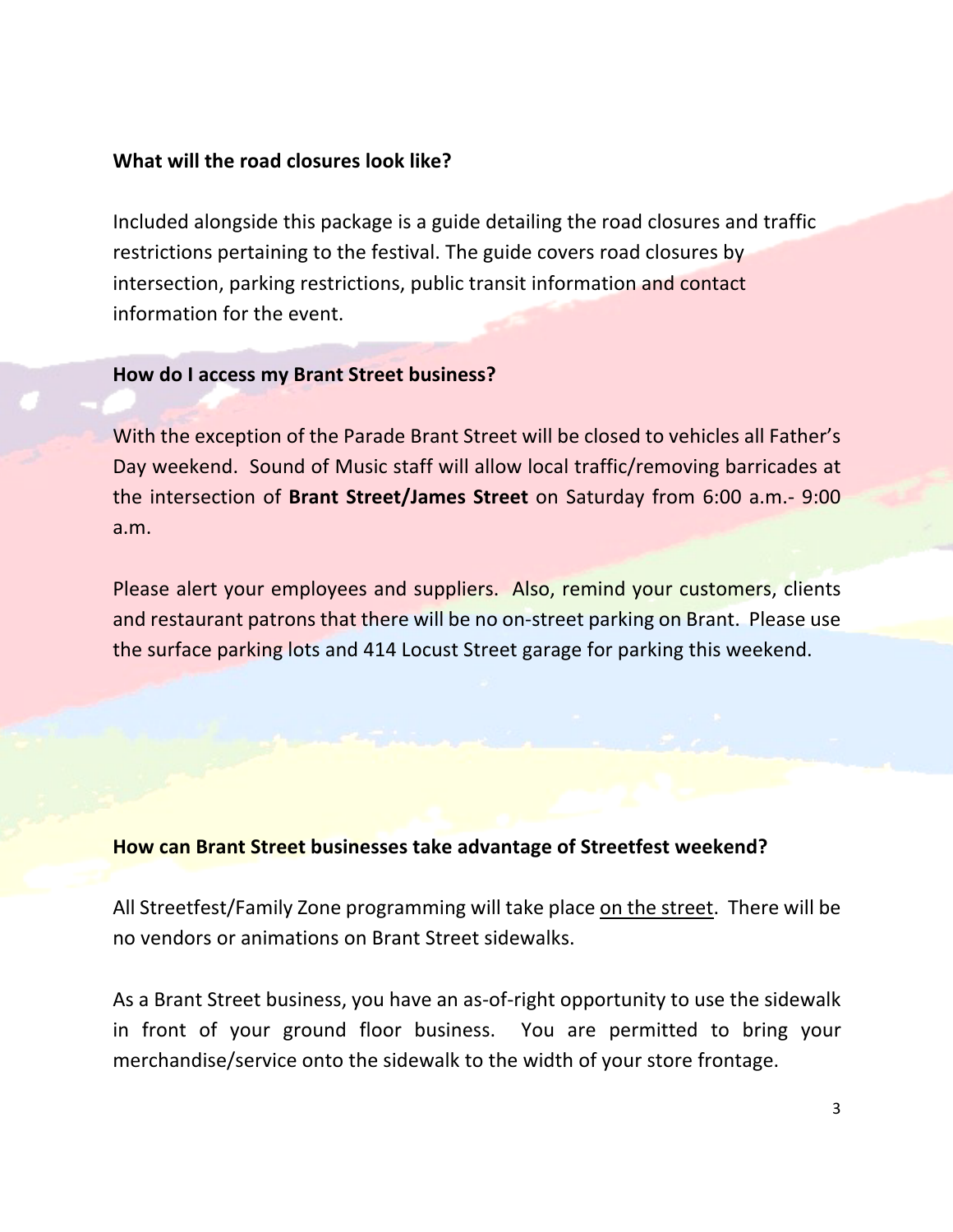**What will the road closures look like?**

Included alongside this package is a guide detailing the road closures and traffic restrictions pertaining to the festival. The guide covers road closures by intersection, parking restrictions, public transit information and contact information for the event.

**How do I access my Brant Street business?**

With the exception of the Parade Brant Street will be closed to vehicles all Father's Day weekend. Sound of Music staff will allow local traffic/removing barricades at the intersection of **Brant Street/James Street** on Saturday from 6:00 a.m.- 9:00 a.m.

Please alert your employees and suppliers. Also, remind your customers, clients and restaurant patrons that there will be no on-street parking on Brant. Please use the surface parking lots and 414 Locust Street garage for parking this weekend.

**How can Brant Street businesses take advantage of Streetfest weekend?**

All Streetfest/Family Zone programming will take place <u>on the street</u>. There will be no vendors or animations on Brant Street sidewalks.

As a Brant Street business, you have an as-of-right opportunity to use the sidewalk in front of your ground floor business. You are permitted to bring your merchandise/service onto the sidewalk to the width of your store frontage.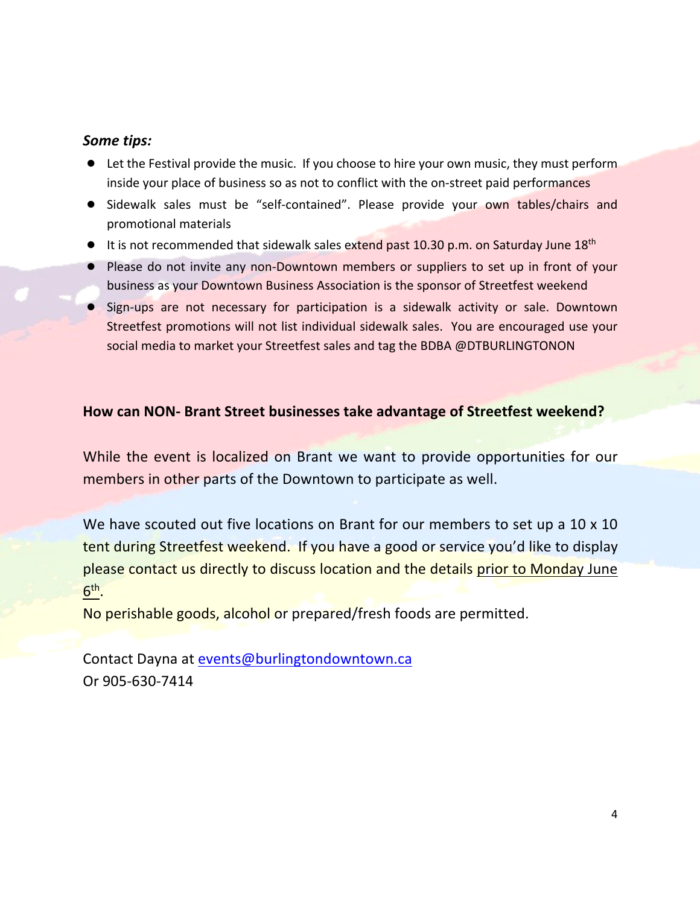***Some tips:***

- Let the Festival provide the music. If you choose to hire your own music, they must perform inside your place of business so as not to conflict with the on-street paid performances
- Sidewalk sales must be "self-contained". Please provide your own tables/chairs and promotional materials
- It is not recommended that sidewalk sales extend past 10.30 p.m. on Saturday June 18th
- Please do not invite any non-Downtown members or suppliers to set up in front of your business as your Downtown Business Association is the sponsor of Streetfest weekend
- Sign-ups are not necessary for participation is a sidewalk activity or sale. Downtown Streetfest promotions will not list individual sidewalk sales. You are encouraged use your social media to market your Streetfest sales and tag the BDBA @DTBURLINGTONON

**How can NON- Brant Street businesses take advantage of Streetfest weekend?**

While the event is localized on Brant we want to provide opportunities for our members in other parts of the Downtown to participate as well.

We have scouted out five locations on Brant for our members to set up a 10 x 10 tent during Streetfest weekend. If you have a good or service you'd like to display please contact us directly to discuss location and the details prior to Monday June 6th.

No perishable goods, alcohol or prepared/fresh foods are permitted.

Contact Dayna at events@burlingtondowntown.ca
Or 905-630-7414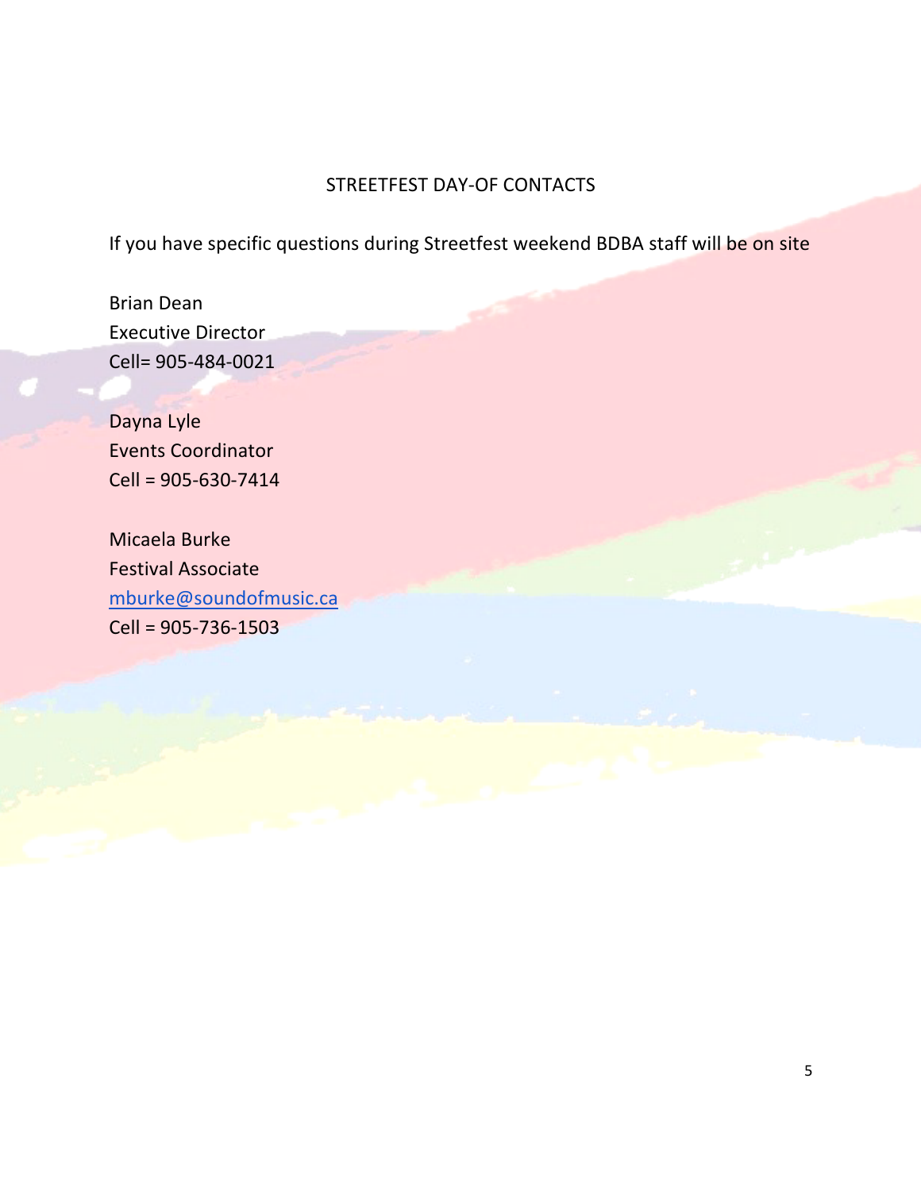## STREETFEST DAY-OF CONTACTS

If you have specific questions during Streetfest weekend BDBA staff will be on site

Brian Dean
Executive Director
Cell= 905-484-0021

Dayna Lyle
Events Coordinator
Cell = 905-630-7414

Micaela Burke
Festival Associate
mburke@soundofmusic.ca
Cell = 905-736-1503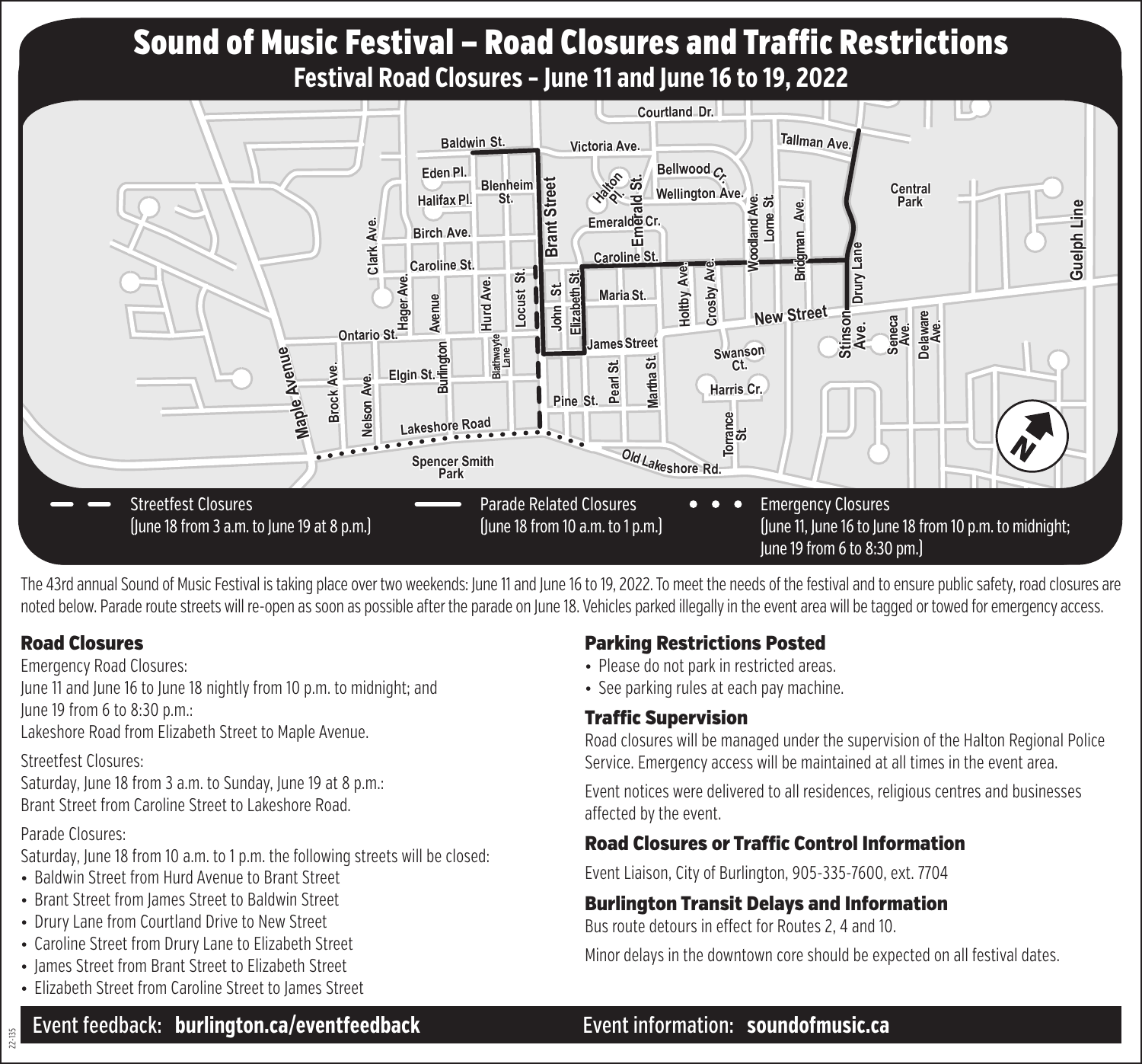# Sound of Music Festival – Road Closures and Traffic Restrictions

## Festival Road Closures – June 11 and June 16 to 19, 2022

Streetfest Closures (June 18 from 3 a.m. to June 19 at 8 p.m.)

Parade Related Closures (June 18 from 10 a.m. to 1 p.m.)

Emergency Closures (June 11, June 16 to June 18 from 10 p.m. to midnight; June 19 from 6 to 8:30 pm.)

The 43rd annual Sound of Music Festival is taking place over two weekends: June 11 and June 16 to 19, 2022. To meet the needs of the festival and to ensure public safety, road closures are noted below. Parade route streets will re-open as soon as possible after the parade on June 18. Vehicles parked illegally in the event area will be tagged or towed for emergency access.

### Road Closures

Emergency Road Closures:
June 11 and June 16 to June 18 nightly from 10 p.m. to midnight; and
June 19 from 6 to 8:30 p.m.:
Lakeshore Road from Elizabeth Street to Maple Avenue.

Streetfest Closures:
Saturday, June 18 from 3 a.m. to Sunday, June 19 at 8 p.m.:
Brant Street from Caroline Street to Lakeshore Road.

Parade Closures:
Saturday, June 18 from 10 a.m. to 1 p.m. the following streets will be closed:

- Baldwin Street from Hurd Avenue to Brant Street
- Brant Street from James Street to Baldwin Street
- Drury Lane from Courtland Drive to New Street
- Caroline Street from Drury Lane to Elizabeth Street
- James Street from Brant Street to Elizabeth Street
- Elizabeth Street from Caroline Street to James Street

### Parking Restrictions Posted

- Please do not park in restricted areas.
- See parking rules at each pay machine.

### Traffic Supervision

Road closures will be managed under the supervision of the Halton Regional Police Service. Emergency access will be maintained at all times in the event area.

Event notices were delivered to all residences, religious centres and businesses affected by the event.

### Road Closures or Traffic Control Information

Event Liaison, City of Burlington, 905-335-7600, ext. 7704

### Burlington Transit Delays and Information

Bus route detours in effect for Routes 2, 4 and 10.

Minor delays in the downtown core should be expected on all festival dates.

Event feedback: **burlington.ca/eventfeedback**

Event information: **soundofmusic.ca**